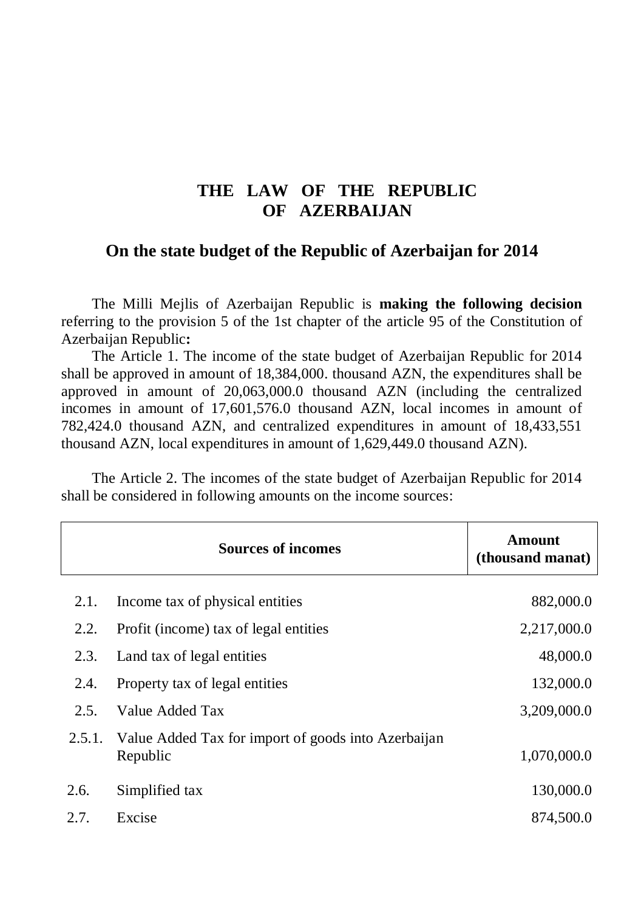# THE LAW OF THE REPUBLIC OF AZERBAIJAN

## On the state budget of the Republic of Azerbaijan for 2014

The Milli Mejlis of Azerbaijan Republic is **making the following decision** referring to the provision 5 of the 1st chapter of the article 95 of the Constitution of Azerbaijan Republic**:**

The Article 1. The income of the state budget of Azerbaijan Republic for 2014 shall be approved in amount of 18,384,000. thousand AZN, the expenditures shall be approved in amount of 20,063,000.0 thousand AZN (including the centralized incomes in amount of 17,601,576.0 thousand AZN, local incomes in amount of 782,424.0 thousand AZN, and centralized expenditures in amount of 18,433,551 thousand AZN, local expenditures in amount of 1,629,449.0 thousand AZN).

The Article 2. The incomes of the state budget of Azerbaijan Republic for 2014 shall be considered in following amounts on the income sources:

| | Sources of incomes | Amount (thousand manat) |
|---|---|---|
| 2.1. | Income tax of physical entities | 882,000.0 |
| 2.2. | Profit (income) tax of legal entities | 2,217,000.0 |
| 2.3. | Land tax of legal entities | 48,000.0 |
| 2.4. | Property tax of legal entities | 132,000.0 |
| 2.5. | Value Added Tax | 3,209,000.0 |
| 2.5.1. | Value Added Tax for import of goods into Azerbaijan Republic | 1,070,000.0 |
| 2.6. | Simplified tax | 130,000.0 |
| 2.7. | Excise | 874,500.0 |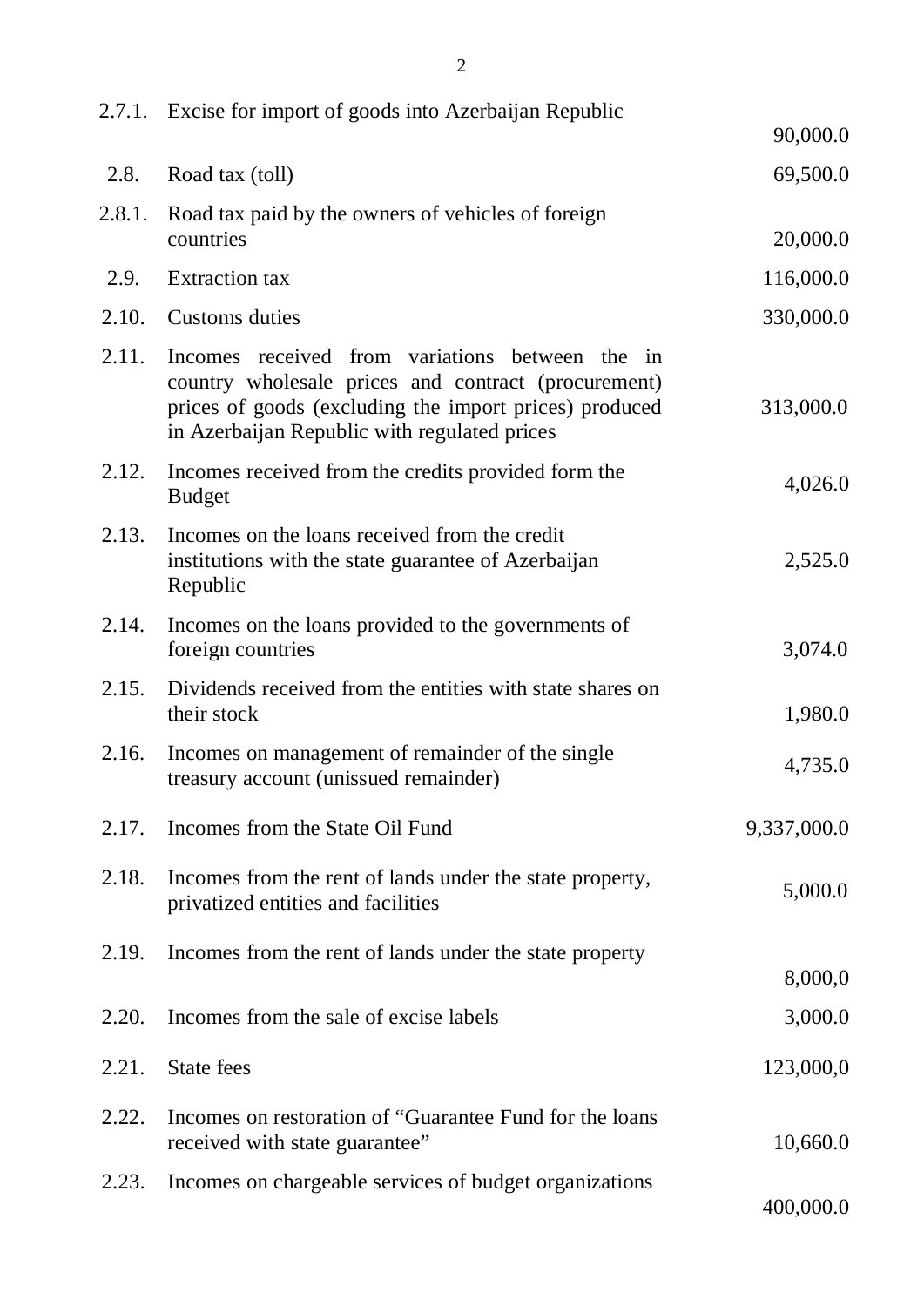| | | |
|---|---|---|
| 2.7.1. | Excise for import of goods into Azerbaijan Republic | 90,000.0 |
| 2.8. | Road tax (toll) | 69,500.0 |
| 2.8.1. | Road tax paid by the owners of vehicles of foreign countries | 20,000.0 |
| 2.9. | Extraction tax | 116,000.0 |
| 2.10. | Customs duties | 330,000.0 |
| 2.11. | Incomes received from variations between the in country wholesale prices and contract (procurement) prices of goods (excluding the import prices) produced in Azerbaijan Republic with regulated prices | 313,000.0 |
| 2.12. | Incomes received from the credits provided form the Budget | 4,026.0 |
| 2.13. | Incomes on the loans received from the credit institutions with the state guarantee of Azerbaijan Republic | 2,525.0 |
| 2.14. | Incomes on the loans provided to the governments of foreign countries | 3,074.0 |
| 2.15. | Dividends received from the entities with state shares on their stock | 1,980.0 |
| 2.16. | Incomes on management of remainder of the single treasury account (unissued remainder) | 4,735.0 |
| 2.17. | Incomes from the State Oil Fund | 9,337,000.0 |
| 2.18. | Incomes from the rent of lands under the state property, privatized entities and facilities | 5,000.0 |
| 2.19. | Incomes from the rent of lands under the state property | 8,000,0 |
| 2.20. | Incomes from the sale of excise labels | 3,000.0 |
| 2.21. | State fees | 123,000,0 |
| 2.22. | Incomes on restoration of "Guarantee Fund for the loans received with state guarantee" | 10,660.0 |
| 2.23. | Incomes on chargeable services of budget organizations | 400,000.0 |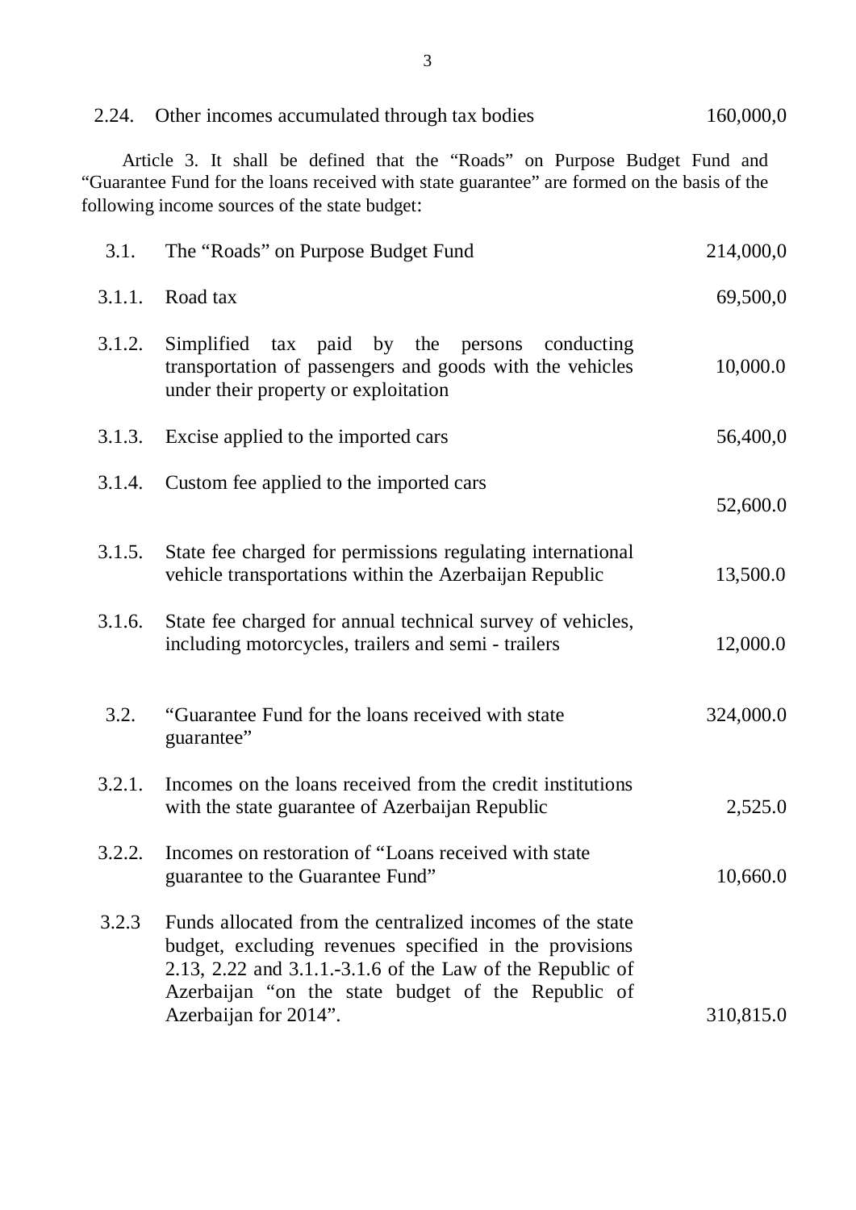| | | |
|---|---|---|
| 2.24. | Other incomes accumulated through tax bodies | 160,000,0 |

Article 3. It shall be defined that the "Roads" on Purpose Budget Fund and "Guarantee Fund for the loans received with state guarantee" are formed on the basis of the following income sources of the state budget:

| | | |
|---|---|---|
| 3.1. | The "Roads" on Purpose Budget Fund | 214,000,0 |
| 3.1.1. | Road tax | 69,500,0 |
| 3.1.2. | Simplified tax paid by the persons conducting transportation of passengers and goods with the vehicles under their property or exploitation | 10,000.0 |
| 3.1.3. | Excise applied to the imported cars | 56,400,0 |
| 3.1.4. | Custom fee applied to the imported cars | 52,600.0 |
| 3.1.5. | State fee charged for permissions regulating international vehicle transportations within the Azerbaijan Republic | 13,500.0 |
| 3.1.6. | State fee charged for annual technical survey of vehicles, including motorcycles, trailers and semi - trailers | 12,000.0 |
| 3.2. | "Guarantee Fund for the loans received with state guarantee" | 324,000.0 |
| 3.2.1. | Incomes on the loans received from the credit institutions with the state guarantee of Azerbaijan Republic | 2,525.0 |
| 3.2.2. | Incomes on restoration of "Loans received with state guarantee to the Guarantee Fund" | 10,660.0 |
| 3.2.3 | Funds allocated from the centralized incomes of the state budget, excluding revenues specified in the provisions 2.13, 2.22 and 3.1.1.-3.1.6 of the Law of the Republic of Azerbaijan "on the state budget of the Republic of Azerbaijan for 2014". | 310,815.0 |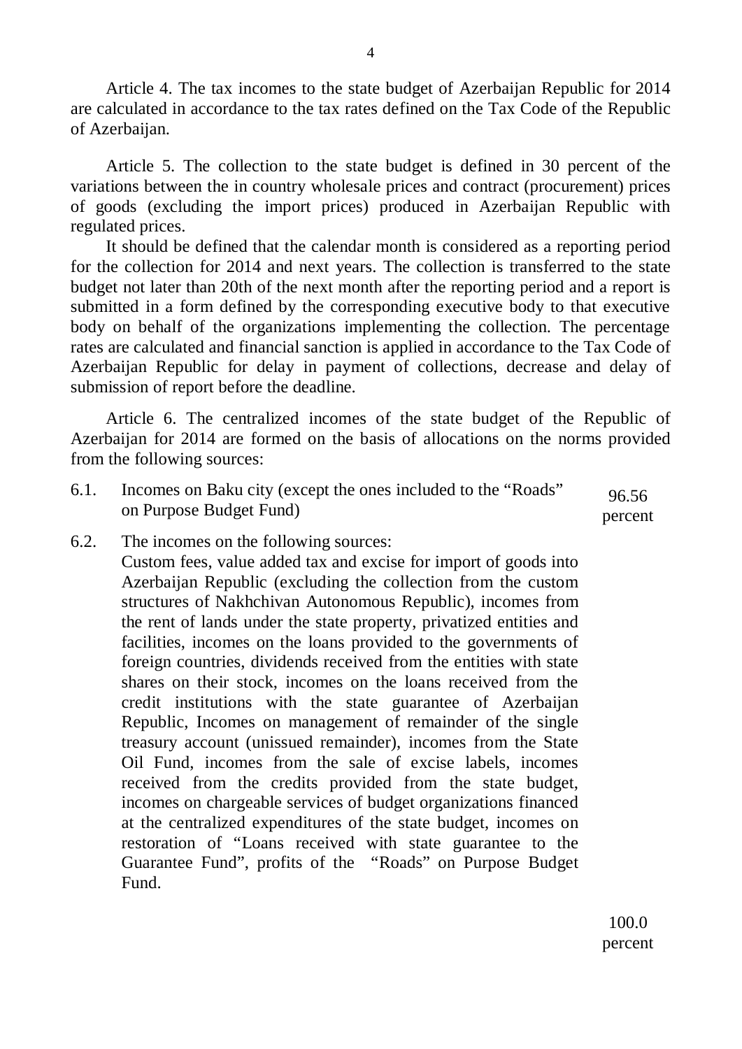Article 4. The tax incomes to the state budget of Azerbaijan Republic for 2014 are calculated in accordance to the tax rates defined on the Tax Code of the Republic of Azerbaijan.

Article 5. The collection to the state budget is defined in 30 percent of the variations between the in country wholesale prices and contract (procurement) prices of goods (excluding the import prices) produced in Azerbaijan Republic with regulated prices.

It should be defined that the calendar month is considered as a reporting period for the collection for 2014 and next years. The collection is transferred to the state budget not later than 20th of the next month after the reporting period and a report is submitted in a form defined by the corresponding executive body to that executive body on behalf of the organizations implementing the collection. The percentage rates are calculated and financial sanction is applied in accordance to the Tax Code of Azerbaijan Republic for delay in payment of collections, decrease and delay of submission of report before the deadline.

Article 6. The centralized incomes of the state budget of the Republic of Azerbaijan for 2014 are formed on the basis of allocations on the norms provided from the following sources:

| | | |
|---|---|---|
| 6.1. | Incomes on Baku city (except the ones included to the "Roads" on Purpose Budget Fund) | 96.56 percent |
| 6.2. | The incomes on the following sources: Custom fees, value added tax and excise for import of goods into Azerbaijan Republic (excluding the collection from the custom structures of Nakhchivan Autonomous Republic), incomes from the rent of lands under the state property, privatized entities and facilities, incomes on the loans provided to the governments of foreign countries, dividends received from the entities with state shares on their stock, incomes on the loans received from the credit institutions with the state guarantee of Azerbaijan Republic, Incomes on management of remainder of the single treasury account (unissued remainder), incomes from the State Oil Fund, incomes from the sale of excise labels, incomes received from the credits provided from the state budget, incomes on chargeable services of budget organizations financed at the centralized expenditures of the state budget, incomes on restoration of "Loans received with state guarantee to the Guarantee Fund", profits of the "Roads" on Purpose Budget Fund. | 100.0 percent |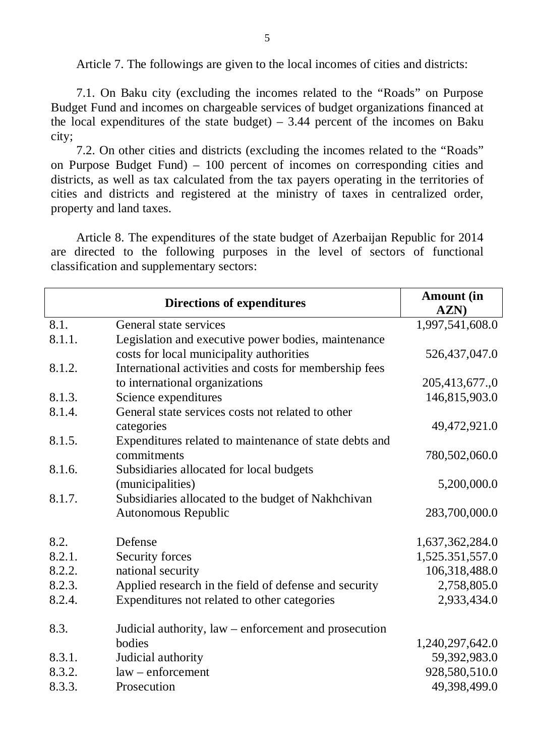Article 7. The followings are given to the local incomes of cities and districts:

7.1. On Baku city (excluding the incomes related to the "Roads" on Purpose Budget Fund and incomes on chargeable services of budget organizations financed at the local expenditures of the state budget) – 3.44 percent of the incomes on Baku city;

7.2. On other cities and districts (excluding the incomes related to the "Roads" on Purpose Budget Fund) – 100 percent of incomes on corresponding cities and districts, as well as tax calculated from the tax payers operating in the territories of cities and districts and registered at the ministry of taxes in centralized order, property and land taxes.

Article 8. The expenditures of the state budget of Azerbaijan Republic for 2014 are directed to the following purposes in the level of sectors of functional classification and supplementary sectors:

| Directions of expenditures | | Amount (in AZN) |
|---|---|---|
| 8.1. | General state services | 1,997,541,608.0 |
| 8.1.1. | Legislation and executive power bodies, maintenance costs for local municipality authorities | 526,437,047.0 |
| 8.1.2. | International activities and costs for membership fees to international organizations | 205,413,677.,0 |
| 8.1.3. | Science expenditures | 146,815,903.0 |
| 8.1.4. | General state services costs not related to other categories | 49,472,921.0 |
| 8.1.5. | Expenditures related to maintenance of state debts and commitments | 780,502,060.0 |
| 8.1.6. | Subsidiaries allocated for local budgets (municipalities) | 5,200,000.0 |
| 8.1.7. | Subsidiaries allocated to the budget of Nakhchivan Autonomous Republic | 283,700,000.0 |
| 8.2. | Defense | 1,637,362,284.0 |
| 8.2.1. | Security forces | 1,525.351,557.0 |
| 8.2.2. | national security | 106,318,488.0 |
| 8.2.3. | Applied research in the field of defense and security | 2,758,805.0 |
| 8.2.4. | Expenditures not related to other categories | 2,933,434.0 |
| 8.3. | Judicial authority, law – enforcement and prosecution bodies | 1,240,297,642.0 |
| 8.3.1. | Judicial authority | 59,392,983.0 |
| 8.3.2. | law – enforcement | 928,580,510.0 |
| 8.3.3. | Prosecution | 49,398,499.0 |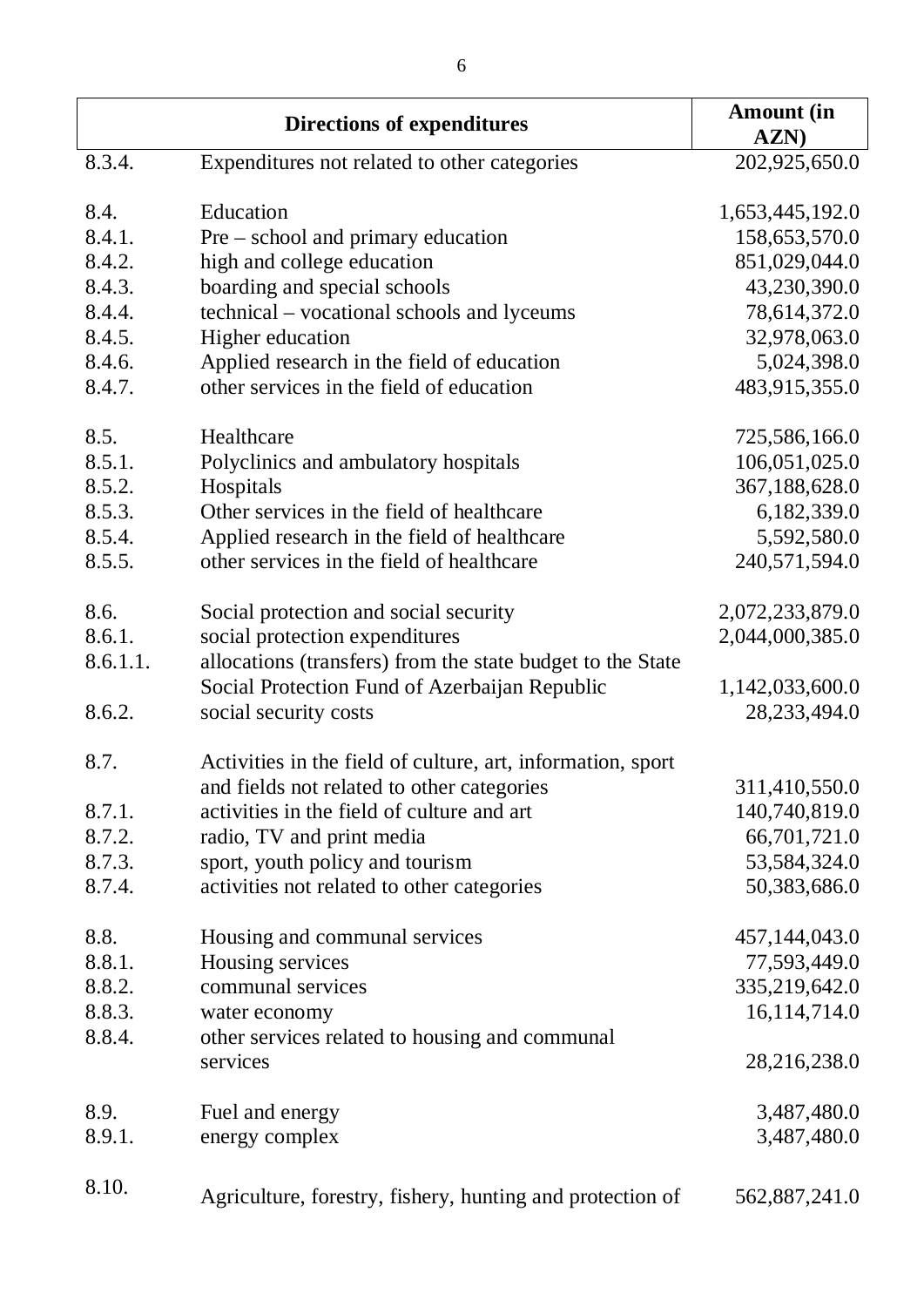| | Directions of expenditures | Amount (in AZN) |
|---|---|---|
| 8.3.4. | Expenditures not related to other categories | 202,925,650.0 |
| 8.4. | Education | 1,653,445,192.0 |
| 8.4.1. | Pre – school and primary education | 158,653,570.0 |
| 8.4.2. | high and college education | 851,029,044.0 |
| 8.4.3. | boarding and special schools | 43,230,390.0 |
| 8.4.4. | technical – vocational schools and lyceums | 78,614,372.0 |
| 8.4.5. | Higher education | 32,978,063.0 |
| 8.4.6. | Applied research in the field of education | 5,024,398.0 |
| 8.4.7. | other services in the field of education | 483,915,355.0 |
| 8.5. | Healthcare | 725,586,166.0 |
| 8.5.1. | Polyclinics and ambulatory hospitals | 106,051,025.0 |
| 8.5.2. | Hospitals | 367,188,628.0 |
| 8.5.3. | Other services in the field of healthcare | 6,182,339.0 |
| 8.5.4. | Applied research in the field of healthcare | 5,592,580.0 |
| 8.5.5. | other services in the field of healthcare | 240,571,594.0 |
| 8.6. | Social protection and social security | 2,072,233,879.0 |
| 8.6.1. | social protection expenditures | 2,044,000,385.0 |
| 8.6.1.1. | allocations (transfers) from the state budget to the State Social Protection Fund of Azerbaijan Republic | 1,142,033,600.0 |
| 8.6.2. | social security costs | 28,233,494.0 |
| 8.7. | Activities in the field of culture, art, information, sport and fields not related to other categories | 311,410,550.0 |
| 8.7.1. | activities in the field of culture and art | 140,740,819.0 |
| 8.7.2. | radio, TV and print media | 66,701,721.0 |
| 8.7.3. | sport, youth policy and tourism | 53,584,324.0 |
| 8.7.4. | activities not related to other categories | 50,383,686.0 |
| 8.8. | Housing and communal services | 457,144,043.0 |
| 8.8.1. | Housing services | 77,593,449.0 |
| 8.8.2. | communal services | 335,219,642.0 |
| 8.8.3. | water economy | 16,114,714.0 |
| 8.8.4. | other services related to housing and communal services | 28,216,238.0 |
| 8.9. | Fuel and energy | 3,487,480.0 |
| 8.9.1. | energy complex | 3,487,480.0 |
| 8.10. | Agriculture, forestry, fishery, hunting and protection of | 562,887,241.0 |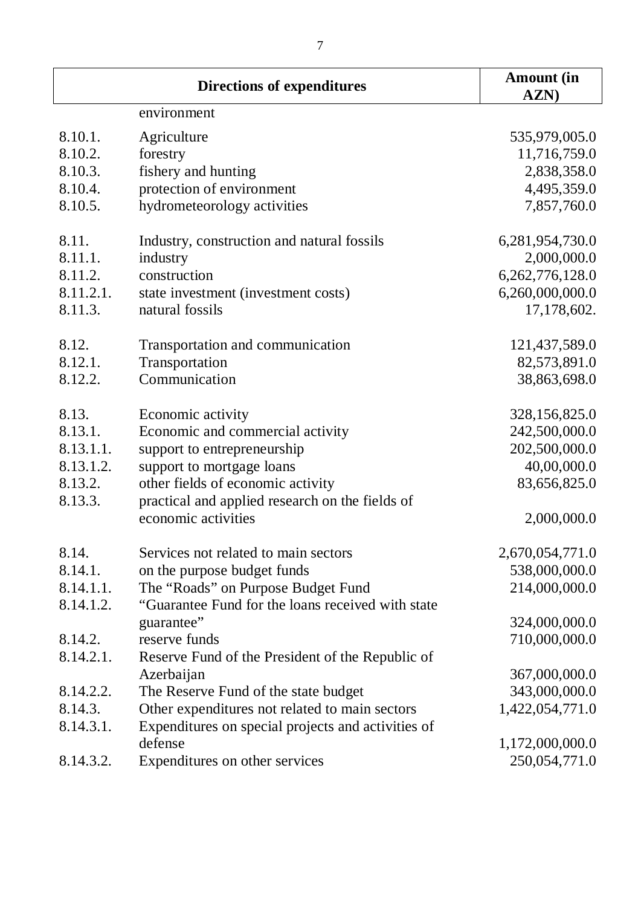| | Directions of expenditures | Amount (in AZN) |
| --- | --- | --- |
| | environment | |
| 8.10.1. | Agriculture | 535,979,005.0 |
| 8.10.2. | forestry | 11,716,759.0 |
| 8.10.3. | fishery and hunting | 2,838,358.0 |
| 8.10.4. | protection of environment | 4,495,359.0 |
| 8.10.5. | hydrometeorology activities | 7,857,760.0 |
| 8.11. | Industry, construction and natural fossils | 6,281,954,730.0 |
| 8.11.1. | industry | 2,000,000.0 |
| 8.11.2. | construction | 6,262,776,128.0 |
| 8.11.2.1. | state investment (investment costs) | 6,260,000,000.0 |
| 8.11.3. | natural fossils | 17,178,602. |
| 8.12. | Transportation and communication | 121,437,589.0 |
| 8.12.1. | Transportation | 82,573,891.0 |
| 8.12.2. | Communication | 38,863,698.0 |
| 8.13. | Economic activity | 328,156,825.0 |
| 8.13.1. | Economic and commercial activity | 242,500,000.0 |
| 8.13.1.1. | support to entrepreneurship | 202,500,000.0 |
| 8.13.1.2. | support to mortgage loans | 40,00,000.0 |
| 8.13.2. | other fields of economic activity | 83,656,825.0 |
| 8.13.3. | practical and applied research on the fields of economic activities | 2,000,000.0 |
| 8.14. | Services not related to main sectors | 2,670,054,771.0 |
| 8.14.1. | on the purpose budget funds | 538,000,000.0 |
| 8.14.1.1. | The "Roads" on Purpose Budget Fund | 214,000,000.0 |
| 8.14.1.2. | "Guarantee Fund for the loans received with state guarantee" | 324,000,000.0 |
| 8.14.2. | reserve funds | 710,000,000.0 |
| 8.14.2.1. | Reserve Fund of the President of the Republic of Azerbaijan | 367,000,000.0 |
| 8.14.2.2. | The Reserve Fund of the state budget | 343,000,000.0 |
| 8.14.3. | Other expenditures not related to main sectors | 1,422,054,771.0 |
| 8.14.3.1. | Expenditures on special projects and activities of defense | 1,172,000,000.0 |
| 8.14.3.2. | Expenditures on other services | 250,054,771.0 |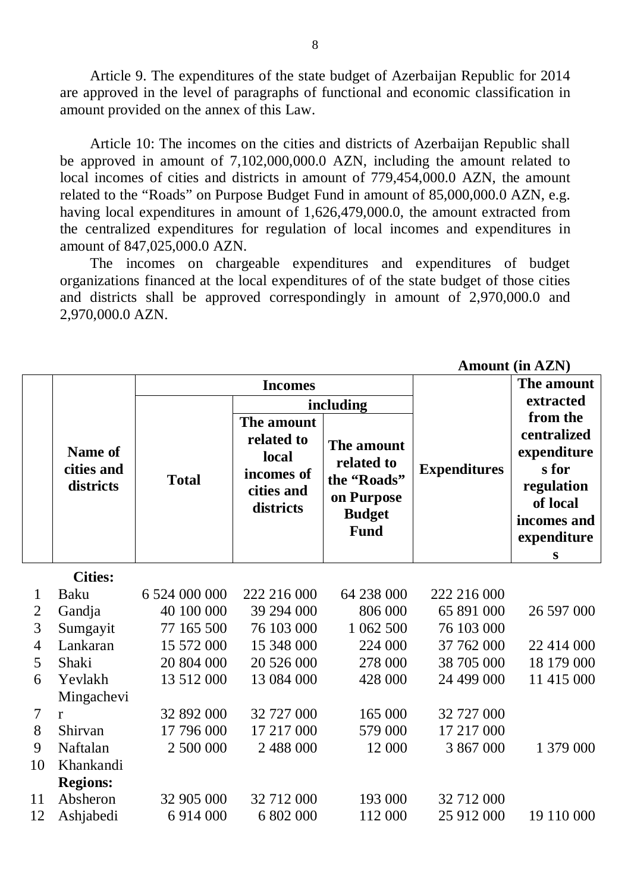Article 9. The expenditures of the state budget of Azerbaijan Republic for 2014 are approved in the level of paragraphs of functional and economic classification in amount provided on the annex of this Law.

Article 10: The incomes on the cities and districts of Azerbaijan Republic shall be approved in amount of 7,102,000,000.0 AZN, including the amount related to local incomes of cities and districts in amount of 779,454,000.0 AZN, the amount related to the "Roads" on Purpose Budget Fund in amount of 85,000,000.0 AZN, e.g. having local expenditures in amount of 1,626,479,000.0, the amount extracted from the centralized expenditures for regulation of local incomes and expenditures in amount of 847,025,000.0 AZN.

The incomes on chargeable expenditures and expenditures of budget organizations financed at the local expenditures of of the state budget of those cities and districts shall be approved correspondingly in amount of 2,970,000.0 and 2,970,000.0 AZN.

**Amount (in AZN)**

| | Name of cities and districts | Incomes | | | Expenditures | The amount extracted from the centralized expenditures for regulation of local incomes and expenditures |
|---|---|---|---|---|---|---|
| | | Total | including | | | |
| | | | The amount related to local incomes of cities and districts | The amount related to the "Roads" on Purpose Budget Fund | | |
| | **Cities:** | | | | | |
| 1 | Baku | 6 524 000 000 | 222 216 000 | 64 238 000 | 222 216 000 | |
| 2 | Gandja | 40 100 000 | 39 294 000 | 806 000 | 65 891 000 | 26 597 000 |
| 3 | Sumgayit | 77 165 500 | 76 103 000 | 1 062 500 | 76 103 000 | |
| 4 | Lankaran | 15 572 000 | 15 348 000 | 224 000 | 37 762 000 | 22 414 000 |
| 5 | Shaki | 20 804 000 | 20 526 000 | 278 000 | 38 705 000 | 18 179 000 |
| 6 | Yevlakh | 13 512 000 | 13 084 000 | 428 000 | 24 499 000 | 11 415 000 |
| 7 | Mingachevir | 32 892 000 | 32 727 000 | 165 000 | 32 727 000 | |
| 8 | Shirvan | 17 796 000 | 17 217 000 | 579 000 | 17 217 000 | |
| 9 | Naftalan | 2 500 000 | 2 488 000 | 12 000 | 3 867 000 | 1 379 000 |
| 10 | Khankandi | | | | | |
| | **Regions:** | | | | | |
| 11 | Absheron | 32 905 000 | 32 712 000 | 193 000 | 32 712 000 | |
| 12 | Ashjabedi | 6 914 000 | 6 802 000 | 112 000 | 25 912 000 | 19 110 000 |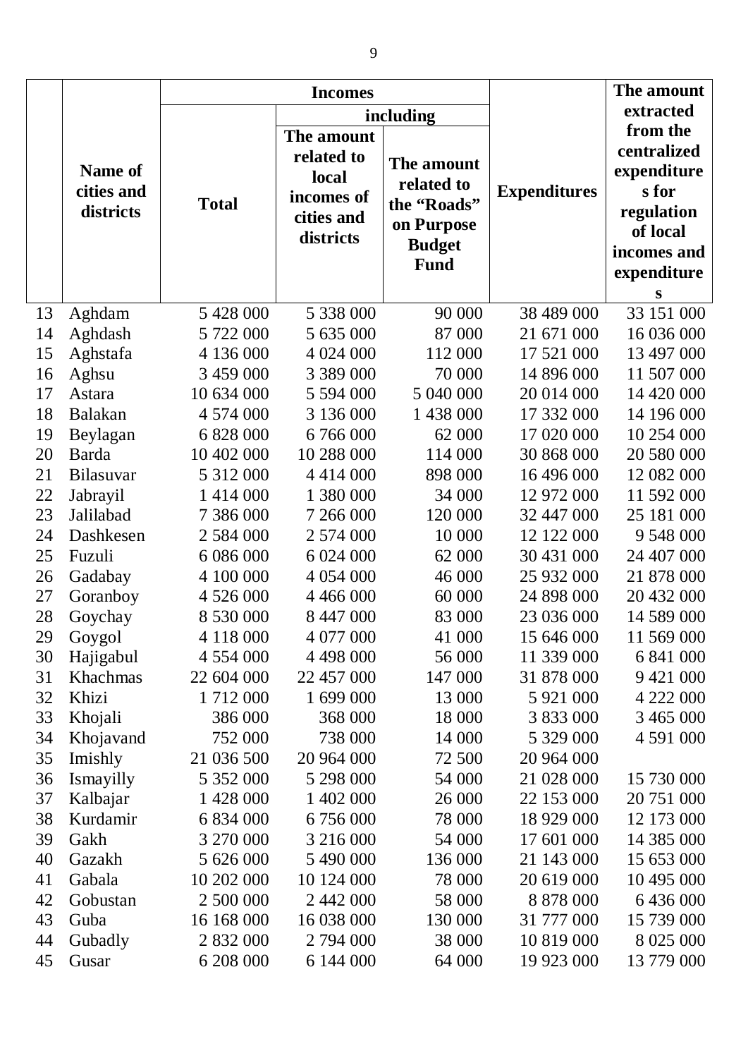| | Name of cities and districts | Incomes | | | Expenditures | The amount extracted from the centralized expenditures for regulation of local incomes and expenditures |
|---|---|---|---|---|---|---|
| | | Total | including | | | |
| | | | The amount related to local incomes of cities and districts | The amount related to the "Roads" on Purpose Budget Fund | | |
| 13 | Aghdam | 5 428 000 | 5 338 000 | 90 000 | 38 489 000 | 33 151 000 |
| 14 | Aghdash | 5 722 000 | 5 635 000 | 87 000 | 21 671 000 | 16 036 000 |
| 15 | Aghstafa | 4 136 000 | 4 024 000 | 112 000 | 17 521 000 | 13 497 000 |
| 16 | Aghsu | 3 459 000 | 3 389 000 | 70 000 | 14 896 000 | 11 507 000 |
| 17 | Astara | 10 634 000 | 5 594 000 | 5 040 000 | 20 014 000 | 14 420 000 |
| 18 | Balakan | 4 574 000 | 3 136 000 | 1 438 000 | 17 332 000 | 14 196 000 |
| 19 | Beylagan | 6 828 000 | 6 766 000 | 62 000 | 17 020 000 | 10 254 000 |
| 20 | Barda | 10 402 000 | 10 288 000 | 114 000 | 30 868 000 | 20 580 000 |
| 21 | Bilasuvar | 5 312 000 | 4 414 000 | 898 000 | 16 496 000 | 12 082 000 |
| 22 | Jabrayil | 1 414 000 | 1 380 000 | 34 000 | 12 972 000 | 11 592 000 |
| 23 | Jalilabad | 7 386 000 | 7 266 000 | 120 000 | 32 447 000 | 25 181 000 |
| 24 | Dashkesen | 2 584 000 | 2 574 000 | 10 000 | 12 122 000 | 9 548 000 |
| 25 | Fuzuli | 6 086 000 | 6 024 000 | 62 000 | 30 431 000 | 24 407 000 |
| 26 | Gadabay | 4 100 000 | 4 054 000 | 46 000 | 25 932 000 | 21 878 000 |
| 27 | Goranboy | 4 526 000 | 4 466 000 | 60 000 | 24 898 000 | 20 432 000 |
| 28 | Goychay | 8 530 000 | 8 447 000 | 83 000 | 23 036 000 | 14 589 000 |
| 29 | Goygol | 4 118 000 | 4 077 000 | 41 000 | 15 646 000 | 11 569 000 |
| 30 | Hajigabul | 4 554 000 | 4 498 000 | 56 000 | 11 339 000 | 6 841 000 |
| 31 | Khachmas | 22 604 000 | 22 457 000 | 147 000 | 31 878 000 | 9 421 000 |
| 32 | Khizi | 1 712 000 | 1 699 000 | 13 000 | 5 921 000 | 4 222 000 |
| 33 | Khojali | 386 000 | 368 000 | 18 000 | 3 833 000 | 3 465 000 |
| 34 | Khojavand | 752 000 | 738 000 | 14 000 | 5 329 000 | 4 591 000 |
| 35 | Imishly | 21 036 500 | 20 964 000 | 72 500 | 20 964 000 | |
| 36 | Ismayilly | 5 352 000 | 5 298 000 | 54 000 | 21 028 000 | 15 730 000 |
| 37 | Kalbajar | 1 428 000 | 1 402 000 | 26 000 | 22 153 000 | 20 751 000 |
| 38 | Kurdamir | 6 834 000 | 6 756 000 | 78 000 | 18 929 000 | 12 173 000 |
| 39 | Gakh | 3 270 000 | 3 216 000 | 54 000 | 17 601 000 | 14 385 000 |
| 40 | Gazakh | 5 626 000 | 5 490 000 | 136 000 | 21 143 000 | 15 653 000 |
| 41 | Gabala | 10 202 000 | 10 124 000 | 78 000 | 20 619 000 | 10 495 000 |
| 42 | Gobustan | 2 500 000 | 2 442 000 | 58 000 | 8 878 000 | 6 436 000 |
| 43 | Guba | 16 168 000 | 16 038 000 | 130 000 | 31 777 000 | 15 739 000 |
| 44 | Gubadly | 2 832 000 | 2 794 000 | 38 000 | 10 819 000 | 8 025 000 |
| 45 | Gusar | 6 208 000 | 6 144 000 | 64 000 | 19 923 000 | 13 779 000 |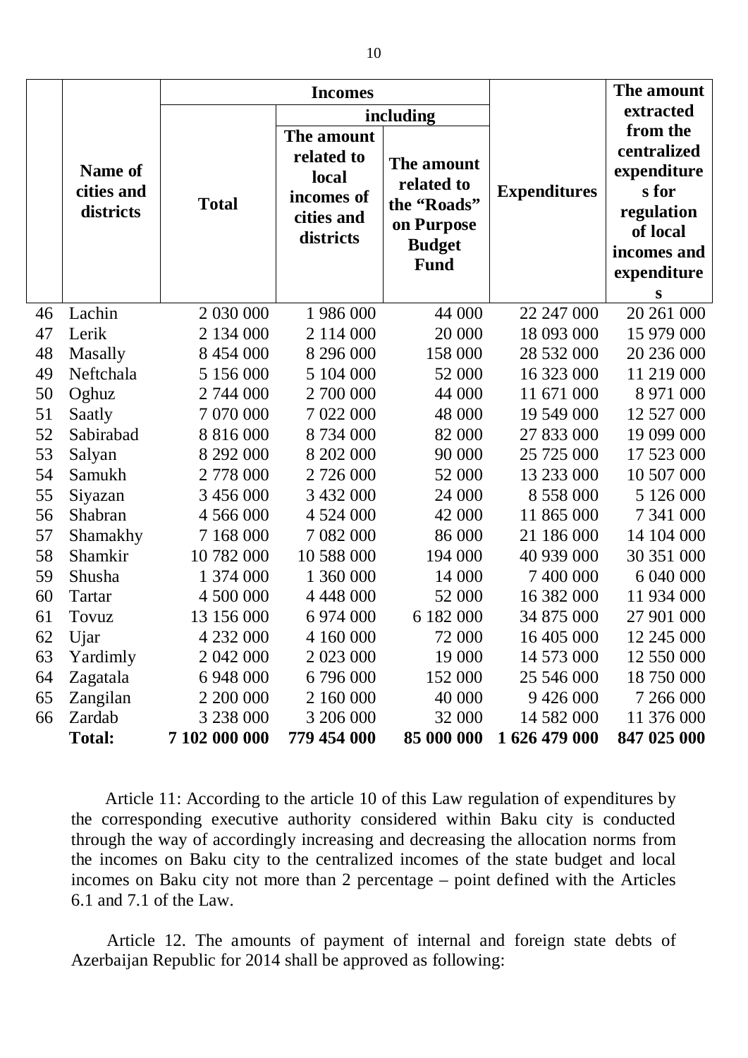| | Name of cities and districts | Incomes | | | Expenditures | The amount extracted from the centralized expenditures for regulation of local incomes and expenditures |
|---|---|---|---|---|---|---|
| | | Total | including | | | |
| | | | The amount related to local incomes of cities and districts | The amount related to the "Roads" on Purpose Budget Fund | | |
| 46 | Lachin | 2 030 000 | 1 986 000 | 44 000 | 22 247 000 | 20 261 000 |
| 47 | Lerik | 2 134 000 | 2 114 000 | 20 000 | 18 093 000 | 15 979 000 |
| 48 | Masally | 8 454 000 | 8 296 000 | 158 000 | 28 532 000 | 20 236 000 |
| 49 | Neftchala | 5 156 000 | 5 104 000 | 52 000 | 16 323 000 | 11 219 000 |
| 50 | Oghuz | 2 744 000 | 2 700 000 | 44 000 | 11 671 000 | 8 971 000 |
| 51 | Saatly | 7 070 000 | 7 022 000 | 48 000 | 19 549 000 | 12 527 000 |
| 52 | Sabirabad | 8 816 000 | 8 734 000 | 82 000 | 27 833 000 | 19 099 000 |
| 53 | Salyan | 8 292 000 | 8 202 000 | 90 000 | 25 725 000 | 17 523 000 |
| 54 | Samukh | 2 778 000 | 2 726 000 | 52 000 | 13 233 000 | 10 507 000 |
| 55 | Siyazan | 3 456 000 | 3 432 000 | 24 000 | 8 558 000 | 5 126 000 |
| 56 | Shabran | 4 566 000 | 4 524 000 | 42 000 | 11 865 000 | 7 341 000 |
| 57 | Shamakhy | 7 168 000 | 7 082 000 | 86 000 | 21 186 000 | 14 104 000 |
| 58 | Shamkir | 10 782 000 | 10 588 000 | 194 000 | 40 939 000 | 30 351 000 |
| 59 | Shusha | 1 374 000 | 1 360 000 | 14 000 | 7 400 000 | 6 040 000 |
| 60 | Tartar | 4 500 000 | 4 448 000 | 52 000 | 16 382 000 | 11 934 000 |
| 61 | Tovuz | 13 156 000 | 6 974 000 | 6 182 000 | 34 875 000 | 27 901 000 |
| 62 | Ujar | 4 232 000 | 4 160 000 | 72 000 | 16 405 000 | 12 245 000 |
| 63 | Yardimly | 2 042 000 | 2 023 000 | 19 000 | 14 573 000 | 12 550 000 |
| 64 | Zagatala | 6 948 000 | 6 796 000 | 152 000 | 25 546 000 | 18 750 000 |
| 65 | Zangilan | 2 200 000 | 2 160 000 | 40 000 | 9 426 000 | 7 266 000 |
| 66 | Zardab | 3 238 000 | 3 206 000 | 32 000 | 14 582 000 | 11 376 000 |
| | **Total:** | **7 102 000 000** | **779 454 000** | **85 000 000** | **1 626 479 000** | **847 025 000** |

Article 11: According to the article 10 of this Law regulation of expenditures by the corresponding executive authority considered within Baku city is conducted through the way of accordingly increasing and decreasing the allocation norms from the incomes on Baku city to the centralized incomes of the state budget and local incomes on Baku city not more than 2 percentage – point defined with the Articles 6.1 and 7.1 of the Law.

Article 12. The amounts of payment of internal and foreign state debts of Azerbaijan Republic for 2014 shall be approved as following: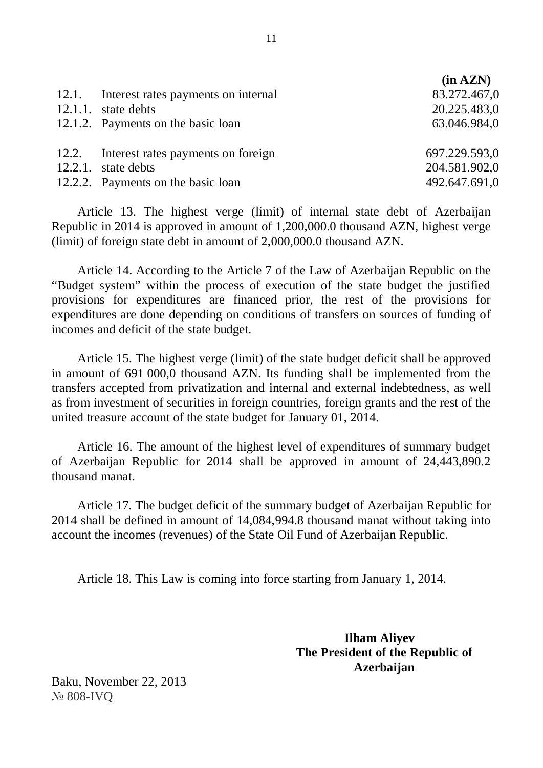| | | (in AZN) |
|---|---|---|
| 12.1. | Interest rates payments on internal | 83.272.467,0 |
| 12.1.1. | state debts | 20.225.483,0 |
| 12.1.2. | Payments on the basic loan | 63.046.984,0 |
| | | |
| 12.2. | Interest rates payments on foreign | 697.229.593,0 |
| 12.2.1. | state debts | 204.581.902,0 |
| 12.2.2. | Payments on the basic loan | 492.647.691,0 |

Article 13. The highest verge (limit) of internal state debt of Azerbaijan Republic in 2014 is approved in amount of 1,200,000.0 thousand AZN, highest verge (limit) of foreign state debt in amount of 2,000,000.0 thousand AZN.

Article 14. According to the Article 7 of the Law of Azerbaijan Republic on the "Budget system" within the process of execution of the state budget the justified provisions for expenditures are financed prior, the rest of the provisions for expenditures are done depending on conditions of transfers on sources of funding of incomes and deficit of the state budget.

Article 15. The highest verge (limit) of the state budget deficit shall be approved in amount of 691 000,0 thousand AZN. Its funding shall be implemented from the transfers accepted from privatization and internal and external indebtedness, as well as from investment of securities in foreign countries, foreign grants and the rest of the united treasure account of the state budget for January 01, 2014.

Article 16. The amount of the highest level of expenditures of summary budget of Azerbaijan Republic for 2014 shall be approved in amount of 24,443,890.2 thousand manat.

Article 17. The budget deficit of the summary budget of Azerbaijan Republic for 2014 shall be defined in amount of 14,084,994.8 thousand manat without taking into account the incomes (revenues) of the State Oil Fund of Azerbaijan Republic.

Article 18. This Law is coming into force starting from January 1, 2014.

**Ilham Aliyev**
**The President of the Republic of Azerbaijan**

Baku, November 22, 2013
№ 808-IVQ